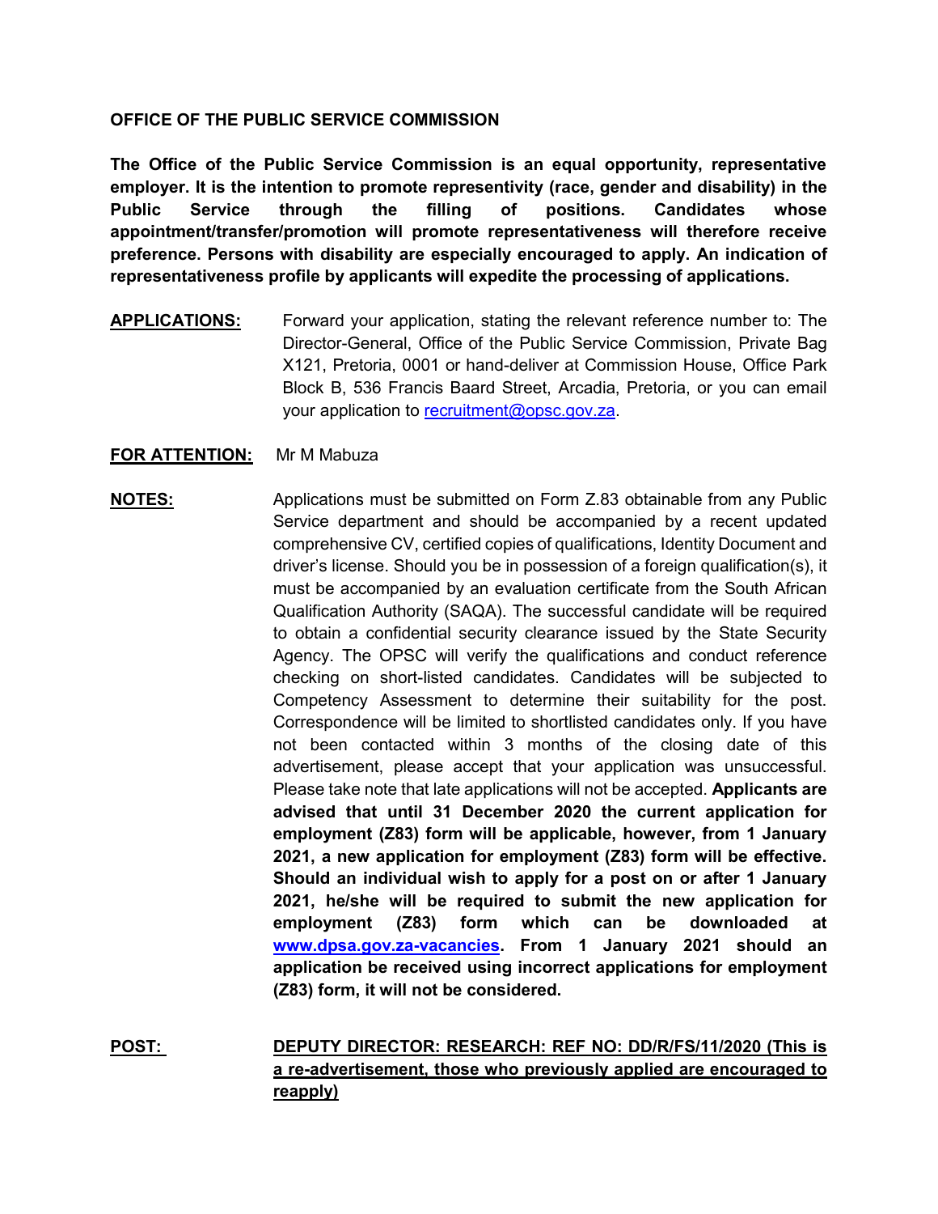**OFFICE OF THE PUBLIC SERVICE COMMISSION**

**The Office of the Public Service Commission is an equal opportunity, representative employer. It is the intention to promote representivity (race, gender and disability) in the Public Service through the filling of positions. Candidates whose appointment/transfer/promotion will promote representativeness will therefore receive preference. Persons with disability are especially encouraged to apply. An indication of representativeness profile by applicants will expedite the processing of applications.**

**APPLICATIONS:** Forward your application, stating the relevant reference number to: The Director-General, Office of the Public Service Commission, Private Bag X121, Pretoria, 0001 or hand-deliver at Commission House, Office Park Block B, 536 Francis Baard Street, Arcadia, Pretoria, or you can email your application to recruitment@opsc.gov.za.

**FOR ATTENTION:** Mr M Mabuza

**NOTES:** Applications must be submitted on Form Z.83 obtainable from any Public Service department and should be accompanied by a recent updated comprehensive CV, certified copies of qualifications, Identity Document and driver's license. Should you be in possession of a foreign qualification(s), it must be accompanied by an evaluation certificate from the South African Qualification Authority (SAQA). The successful candidate will be required to obtain a confidential security clearance issued by the State Security Agency. The OPSC will verify the qualifications and conduct reference checking on short-listed candidates. Candidates will be subjected to Competency Assessment to determine their suitability for the post. Correspondence will be limited to shortlisted candidates only. If you have not been contacted within 3 months of the closing date of this advertisement, please accept that your application was unsuccessful. Please take note that late applications will not be accepted. **Applicants are advised that until 31 December 2020 the current application for employment (Z83) form will be applicable, however, from 1 January 2021, a new application for employment (Z83) form will be effective. Should an individual wish to apply for a post on or after 1 January 2021, he/she will be required to submit the new application for employment (Z83) form which can be downloaded at www.dpsa.gov.za-vacancies. From 1 January 2021 should an application be received using incorrect applications for employment (Z83) form, it will not be considered.**

**POST:** **DEPUTY DIRECTOR: RESEARCH: REF NO: DD/R/FS/11/2020 (This is a re-advertisement, those who previously applied are encouraged to reapply)**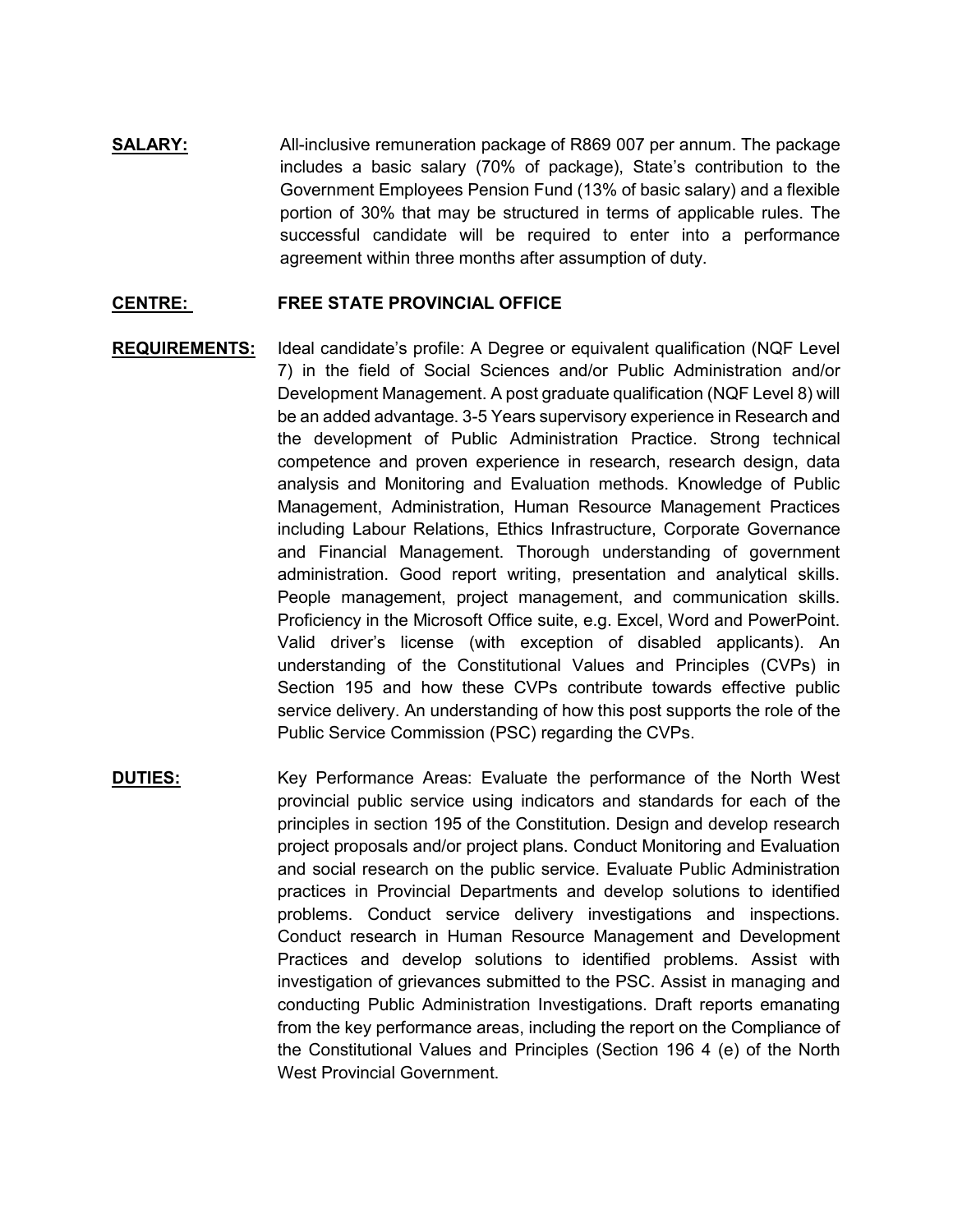**SALARY:** All-inclusive remuneration package of R869 007 per annum. The package includes a basic salary (70% of package), State's contribution to the Government Employees Pension Fund (13% of basic salary) and a flexible portion of 30% that may be structured in terms of applicable rules. The successful candidate will be required to enter into a performance agreement within three months after assumption of duty.

**CENTRE:** **FREE STATE PROVINCIAL OFFICE**

**REQUIREMENTS:** Ideal candidate's profile: A Degree or equivalent qualification (NQF Level 7) in the field of Social Sciences and/or Public Administration and/or Development Management. A post graduate qualification (NQF Level 8) will be an added advantage. 3-5 Years supervisory experience in Research and the development of Public Administration Practice. Strong technical competence and proven experience in research, research design, data analysis and Monitoring and Evaluation methods. Knowledge of Public Management, Administration, Human Resource Management Practices including Labour Relations, Ethics Infrastructure, Corporate Governance and Financial Management. Thorough understanding of government administration. Good report writing, presentation and analytical skills. People management, project management, and communication skills. Proficiency in the Microsoft Office suite, e.g. Excel, Word and PowerPoint. Valid driver's license (with exception of disabled applicants). An understanding of the Constitutional Values and Principles (CVPs) in Section 195 and how these CVPs contribute towards effective public service delivery. An understanding of how this post supports the role of the Public Service Commission (PSC) regarding the CVPs.

**DUTIES:** Key Performance Areas: Evaluate the performance of the North West provincial public service using indicators and standards for each of the principles in section 195 of the Constitution. Design and develop research project proposals and/or project plans. Conduct Monitoring and Evaluation and social research on the public service. Evaluate Public Administration practices in Provincial Departments and develop solutions to identified problems. Conduct service delivery investigations and inspections. Conduct research in Human Resource Management and Development Practices and develop solutions to identified problems. Assist with investigation of grievances submitted to the PSC. Assist in managing and conducting Public Administration Investigations. Draft reports emanating from the key performance areas, including the report on the Compliance of the Constitutional Values and Principles (Section 196 4 (e) of the North West Provincial Government.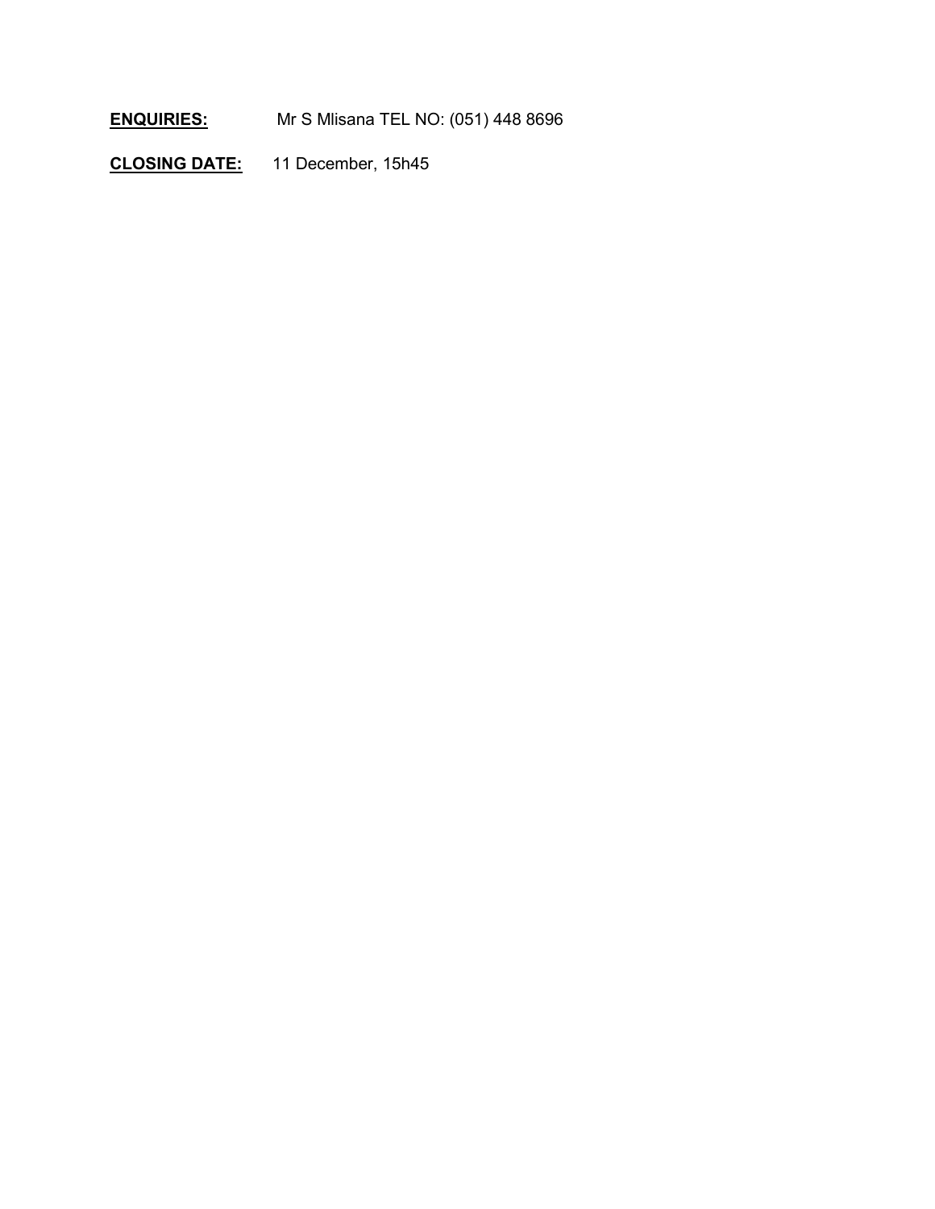**ENQUIRIES:** Mr S Mlisana TEL NO: (051) 448 8696

**CLOSING DATE:** 11 December, 15h45